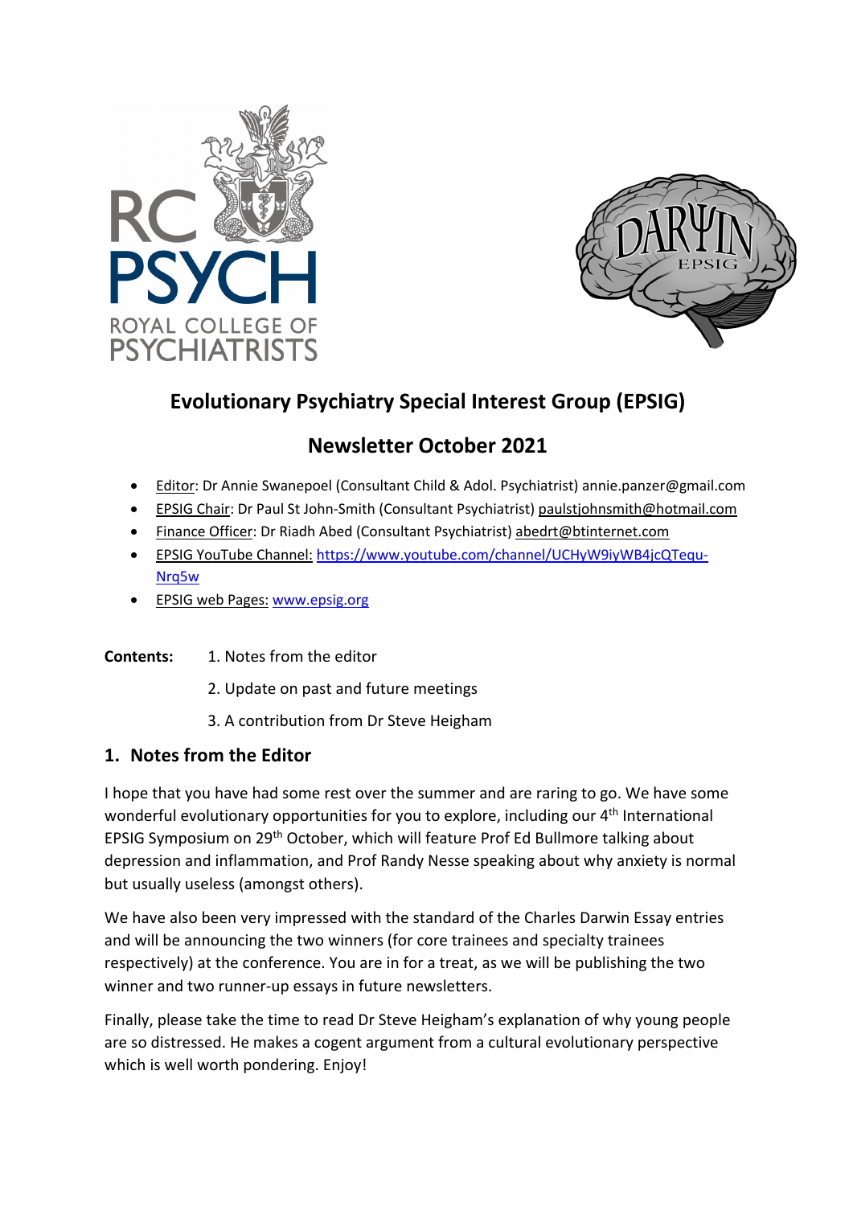# Evolutionary Psychiatry Special Interest Group (EPSIG)

## Newsletter October 2021

- Editor: Dr Annie Swanepoel (Consultant Child & Adol. Psychiatrist) annie.panzer@gmail.com
- EPSIG Chair: Dr Paul St John-Smith (Consultant Psychiatrist) paulstjohnsmith@hotmail.com
- Finance Officer: Dr Riadh Abed (Consultant Psychiatrist) abedrt@btinternet.com
- EPSIG YouTube Channel: https://www.youtube.com/channel/UCHyW9iyWB4jcQTequ-Nrq5w
- EPSIG web Pages: www.epsig.org

**Contents:**

1. Notes from the editor
2. Update on past and future meetings
3. A contribution from Dr Steve Heigham

## 1. Notes from the Editor

I hope that you have had some rest over the summer and are raring to go. We have some wonderful evolutionary opportunities for you to explore, including our 4th International EPSIG Symposium on 29th October, which will feature Prof Ed Bullmore talking about depression and inflammation, and Prof Randy Nesse speaking about why anxiety is normal but usually useless (amongst others).

We have also been very impressed with the standard of the Charles Darwin Essay entries and will be announcing the two winners (for core trainees and specialty trainees respectively) at the conference. You are in for a treat, as we will be publishing the two winner and two runner-up essays in future newsletters.

Finally, please take the time to read Dr Steve Heigham's explanation of why young people are so distressed. He makes a cogent argument from a cultural evolutionary perspective which is well worth pondering. Enjoy!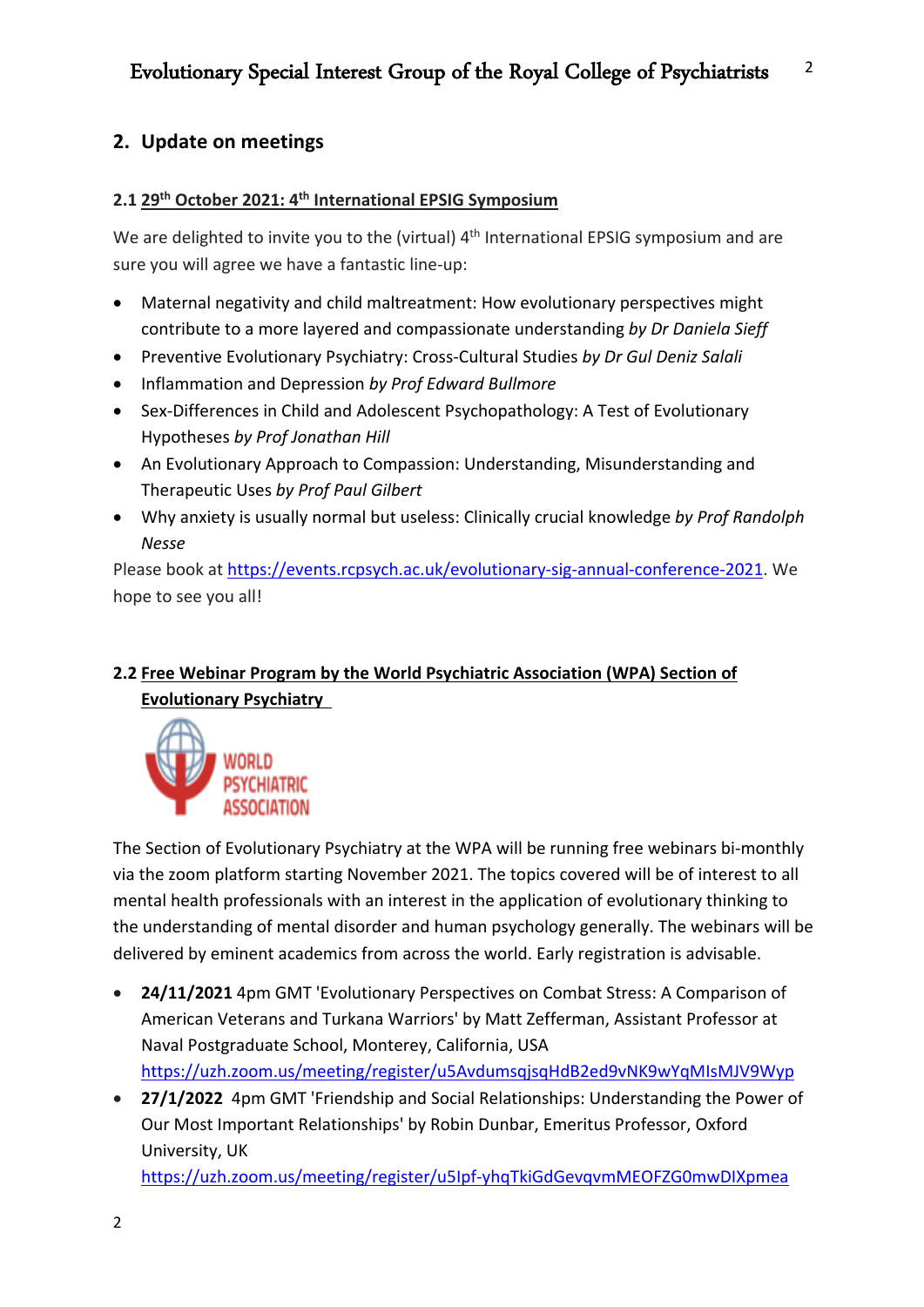## 2. Update on meetings

### 2.1 29th October 2021: 4th International EPSIG Symposium

We are delighted to invite you to the (virtual) 4th International EPSIG symposium and are sure you will agree we have a fantastic line-up:

- Maternal negativity and child maltreatment: How evolutionary perspectives might contribute to a more layered and compassionate understanding *by Dr Daniela Sieff*
- Preventive Evolutionary Psychiatry: Cross-Cultural Studies *by Dr Gul Deniz Salali*
- Inflammation and Depression *by Prof Edward Bullmore*
- Sex-Differences in Child and Adolescent Psychopathology: A Test of Evolutionary Hypotheses *by Prof Jonathan Hill*
- An Evolutionary Approach to Compassion: Understanding, Misunderstanding and Therapeutic Uses *by Prof Paul Gilbert*
- Why anxiety is usually normal but useless: Clinically crucial knowledge *by Prof Randolph Nesse*

Please book at https://events.rcpsych.ac.uk/evolutionary-sig-annual-conference-2021. We hope to see you all!

### 2.2 Free Webinar Program by the World Psychiatric Association (WPA) Section of Evolutionary Psychiatry

The Section of Evolutionary Psychiatry at the WPA will be running free webinars bi-monthly via the zoom platform starting November 2021. The topics covered will be of interest to all mental health professionals with an interest in the application of evolutionary thinking to the understanding of mental disorder and human psychology generally. The webinars will be delivered by eminent academics from across the world. Early registration is advisable.

- **24/11/2021** 4pm GMT 'Evolutionary Perspectives on Combat Stress: A Comparison of American Veterans and Turkana Warriors' by Matt Zefferman, Assistant Professor at Naval Postgraduate School, Monterey, California, USA https://uzh.zoom.us/meeting/register/u5AvdumsqjsqHdB2ed9vNK9wYqMIsMJV9Wyp
- **27/1/2022** 4pm GMT 'Friendship and Social Relationships: Understanding the Power of Our Most Important Relationships' by Robin Dunbar, Emeritus Professor, Oxford University, UK https://uzh.zoom.us/meeting/register/u5Ipf-yhqTkiGdGevqvmMEOFZG0mwDIXpmea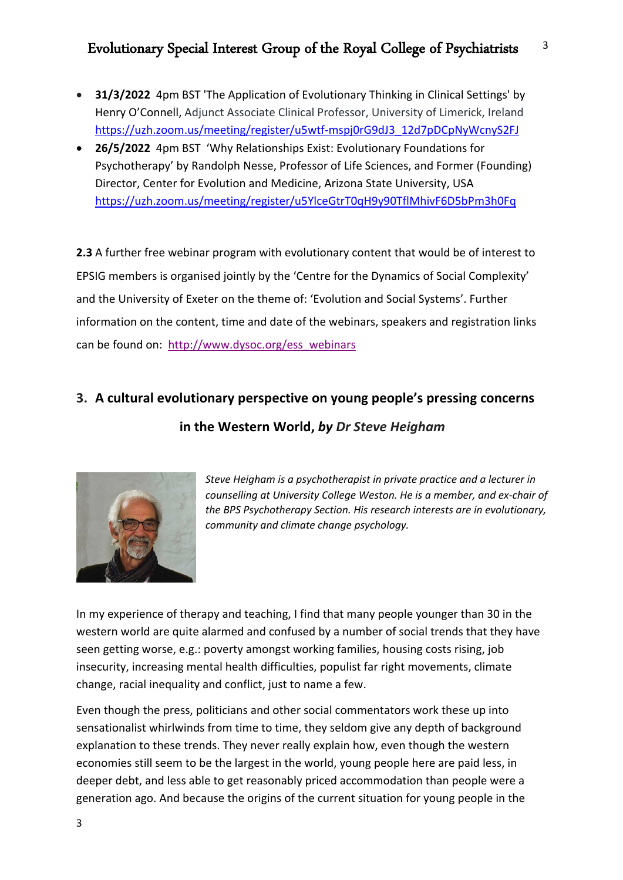- **31/3/2022** 4pm BST 'The Application of Evolutionary Thinking in Clinical Settings' by Henry O'Connell, Adjunct Associate Clinical Professor, University of Limerick, Ireland https://uzh.zoom.us/meeting/register/u5wtf-mspj0rG9dJ3_12d7pDCpNyWcnyS2FJ
- **26/5/2022** 4pm BST 'Why Relationships Exist: Evolutionary Foundations for Psychotherapy' by Randolph Nesse, Professor of Life Sciences, and Former (Founding) Director, Center for Evolution and Medicine, Arizona State University, USA https://uzh.zoom.us/meeting/register/u5YlceGtrT0qH9y90TflMhivF6D5bPm3h0Fq

**2.3** A further free webinar program with evolutionary content that would be of interest to EPSIG members is organised jointly by the 'Centre for the Dynamics of Social Complexity' and the University of Exeter on the theme of: 'Evolution and Social Systems'. Further information on the content, time and date of the webinars, speakers and registration links can be found on: http://www.dysoc.org/ess_webinars

## 3. A cultural evolutionary perspective on young people's pressing concerns in the Western World, *by Dr Steve Heigham*

*Steve Heigham is a psychotherapist in private practice and a lecturer in counselling at University College Weston. He is a member, and ex-chair of the BPS Psychotherapy Section. His research interests are in evolutionary, community and climate change psychology.*

In my experience of therapy and teaching, I find that many people younger than 30 in the western world are quite alarmed and confused by a number of social trends that they have seen getting worse, e.g.: poverty amongst working families, housing costs rising, job insecurity, increasing mental health difficulties, populist far right movements, climate change, racial inequality and conflict, just to name a few.

Even though the press, politicians and other social commentators work these up into sensationalist whirlwinds from time to time, they seldom give any depth of background explanation to these trends. They never really explain how, even though the western economies still seem to be the largest in the world, young people here are paid less, in deeper debt, and less able to get reasonably priced accommodation than people were a generation ago. And because the origins of the current situation for young people in the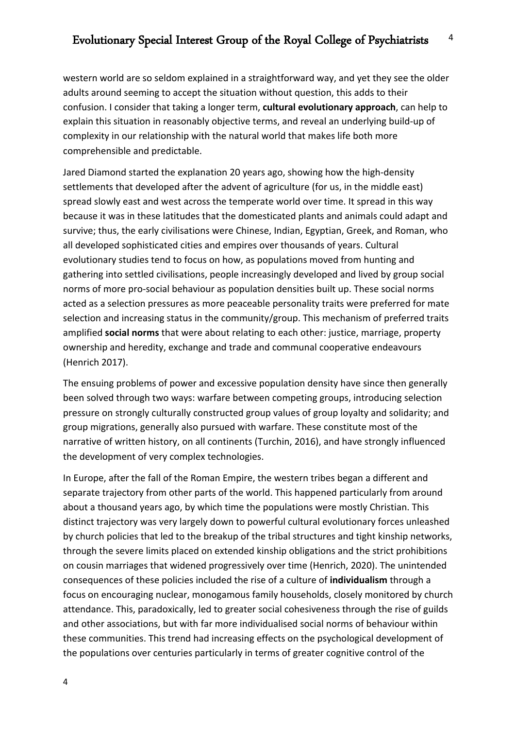western world are so seldom explained in a straightforward way, and yet they see the older adults around seeming to accept the situation without question, this adds to their confusion. I consider that taking a longer term, **cultural evolutionary approach**, can help to explain this situation in reasonably objective terms, and reveal an underlying build-up of complexity in our relationship with the natural world that makes life both more comprehensible and predictable.

Jared Diamond started the explanation 20 years ago, showing how the high-density settlements that developed after the advent of agriculture (for us, in the middle east) spread slowly east and west across the temperate world over time. It spread in this way because it was in these latitudes that the domesticated plants and animals could adapt and survive; thus, the early civilisations were Chinese, Indian, Egyptian, Greek, and Roman, who all developed sophisticated cities and empires over thousands of years. Cultural evolutionary studies tend to focus on how, as populations moved from hunting and gathering into settled civilisations, people increasingly developed and lived by group social norms of more pro-social behaviour as population densities built up. These social norms acted as a selection pressures as more peaceable personality traits were preferred for mate selection and increasing status in the community/group. This mechanism of preferred traits amplified **social norms** that were about relating to each other: justice, marriage, property ownership and heredity, exchange and trade and communal cooperative endeavours (Henrich 2017).

The ensuing problems of power and excessive population density have since then generally been solved through two ways: warfare between competing groups, introducing selection pressure on strongly culturally constructed group values of group loyalty and solidarity; and group migrations, generally also pursued with warfare. These constitute most of the narrative of written history, on all continents (Turchin, 2016), and have strongly influenced the development of very complex technologies.

In Europe, after the fall of the Roman Empire, the western tribes began a different and separate trajectory from other parts of the world. This happened particularly from around about a thousand years ago, by which time the populations were mostly Christian. This distinct trajectory was very largely down to powerful cultural evolutionary forces unleashed by church policies that led to the breakup of the tribal structures and tight kinship networks, through the severe limits placed on extended kinship obligations and the strict prohibitions on cousin marriages that widened progressively over time (Henrich, 2020). The unintended consequences of these policies included the rise of a culture of **individualism** through a focus on encouraging nuclear, monogamous family households, closely monitored by church attendance. This, paradoxically, led to greater social cohesiveness through the rise of guilds and other associations, but with far more individualised social norms of behaviour within these communities. This trend had increasing effects on the psychological development of the populations over centuries particularly in terms of greater cognitive control of the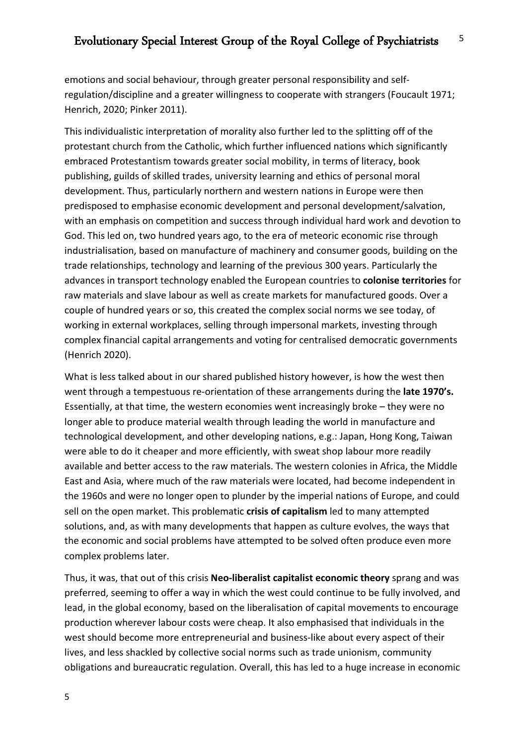emotions and social behaviour, through greater personal responsibility and self-regulation/discipline and a greater willingness to cooperate with strangers (Foucault 1971; Henrich, 2020; Pinker 2011).

This individualistic interpretation of morality also further led to the splitting off of the protestant church from the Catholic, which further influenced nations which significantly embraced Protestantism towards greater social mobility, in terms of literacy, book publishing, guilds of skilled trades, university learning and ethics of personal moral development. Thus, particularly northern and western nations in Europe were then predisposed to emphasise economic development and personal development/salvation, with an emphasis on competition and success through individual hard work and devotion to God. This led on, two hundred years ago, to the era of meteoric economic rise through industrialisation, based on manufacture of machinery and consumer goods, building on the trade relationships, technology and learning of the previous 300 years. Particularly the advances in transport technology enabled the European countries to **colonise territories** for raw materials and slave labour as well as create markets for manufactured goods. Over a couple of hundred years or so, this created the complex social norms we see today, of working in external workplaces, selling through impersonal markets, investing through complex financial capital arrangements and voting for centralised democratic governments (Henrich 2020).

What is less talked about in our shared published history however, is how the west then went through a tempestuous re-orientation of these arrangements during the **late 1970's.** Essentially, at that time, the western economies went increasingly broke – they were no longer able to produce material wealth through leading the world in manufacture and technological development, and other developing nations, e.g.: Japan, Hong Kong, Taiwan were able to do it cheaper and more efficiently, with sweat shop labour more readily available and better access to the raw materials. The western colonies in Africa, the Middle East and Asia, where much of the raw materials were located, had become independent in the 1960s and were no longer open to plunder by the imperial nations of Europe, and could sell on the open market. This problematic **crisis of capitalism** led to many attempted solutions, and, as with many developments that happen as culture evolves, the ways that the economic and social problems have attempted to be solved often produce even more complex problems later.

Thus, it was, that out of this crisis **Neo-liberalist capitalist economic theory** sprang and was preferred, seeming to offer a way in which the west could continue to be fully involved, and lead, in the global economy, based on the liberalisation of capital movements to encourage production wherever labour costs were cheap. It also emphasised that individuals in the west should become more entrepreneurial and business-like about every aspect of their lives, and less shackled by collective social norms such as trade unionism, community obligations and bureaucratic regulation. Overall, this has led to a huge increase in economic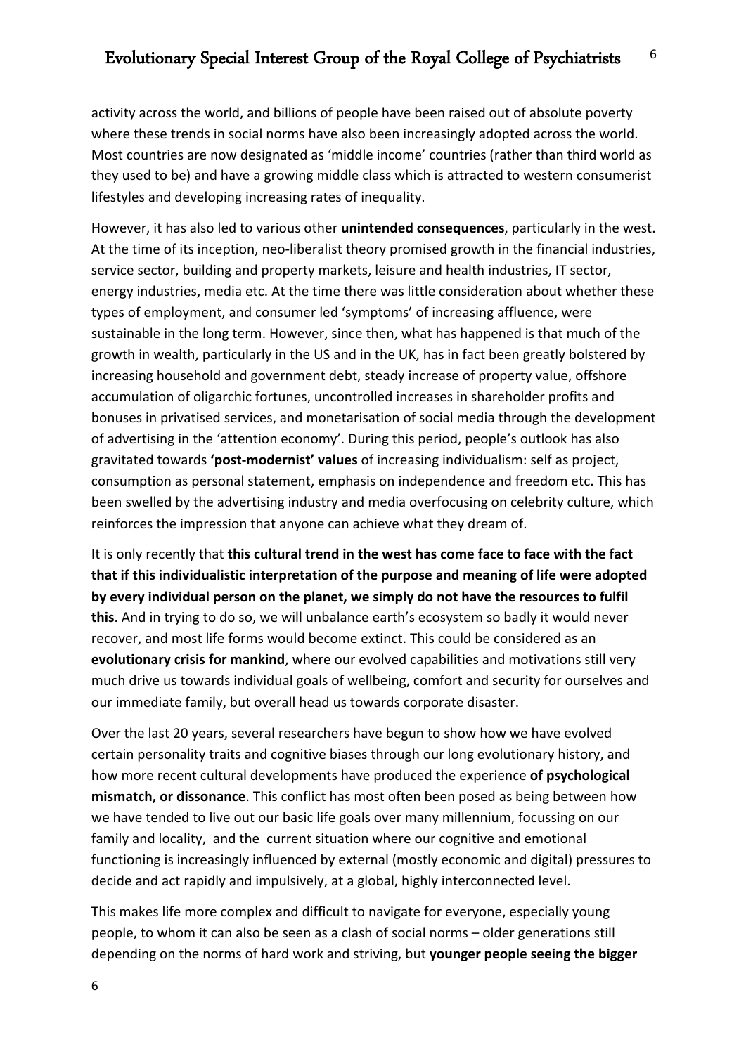activity across the world, and billions of people have been raised out of absolute poverty where these trends in social norms have also been increasingly adopted across the world. Most countries are now designated as 'middle income' countries (rather than third world as they used to be) and have a growing middle class which is attracted to western consumerist lifestyles and developing increasing rates of inequality.

However, it has also led to various other **unintended consequences**, particularly in the west. At the time of its inception, neo-liberalist theory promised growth in the financial industries, service sector, building and property markets, leisure and health industries, IT sector, energy industries, media etc. At the time there was little consideration about whether these types of employment, and consumer led 'symptoms' of increasing affluence, were sustainable in the long term. However, since then, what has happened is that much of the growth in wealth, particularly in the US and in the UK, has in fact been greatly bolstered by increasing household and government debt, steady increase of property value, offshore accumulation of oligarchic fortunes, uncontrolled increases in shareholder profits and bonuses in privatised services, and monetarisation of social media through the development of advertising in the 'attention economy'. During this period, people's outlook has also gravitated towards **'post-modernist' values** of increasing individualism: self as project, consumption as personal statement, emphasis on independence and freedom etc. This has been swelled by the advertising industry and media overfocusing on celebrity culture, which reinforces the impression that anyone can achieve what they dream of.

It is only recently that **this cultural trend in the west has come face to face with the fact that if this individualistic interpretation of the purpose and meaning of life were adopted by every individual person on the planet, we simply do not have the resources to fulfil this**. And in trying to do so, we will unbalance earth's ecosystem so badly it would never recover, and most life forms would become extinct. This could be considered as an **evolutionary crisis for mankind**, where our evolved capabilities and motivations still very much drive us towards individual goals of wellbeing, comfort and security for ourselves and our immediate family, but overall head us towards corporate disaster.

Over the last 20 years, several researchers have begun to show how we have evolved certain personality traits and cognitive biases through our long evolutionary history, and how more recent cultural developments have produced the experience **of psychological mismatch, or dissonance**. This conflict has most often been posed as being between how we have tended to live out our basic life goals over many millennium, focussing on our family and locality, and the current situation where our cognitive and emotional functioning is increasingly influenced by external (mostly economic and digital) pressures to decide and act rapidly and impulsively, at a global, highly interconnected level.

This makes life more complex and difficult to navigate for everyone, especially young people, to whom it can also be seen as a clash of social norms – older generations still depending on the norms of hard work and striving, but **younger people seeing the bigger**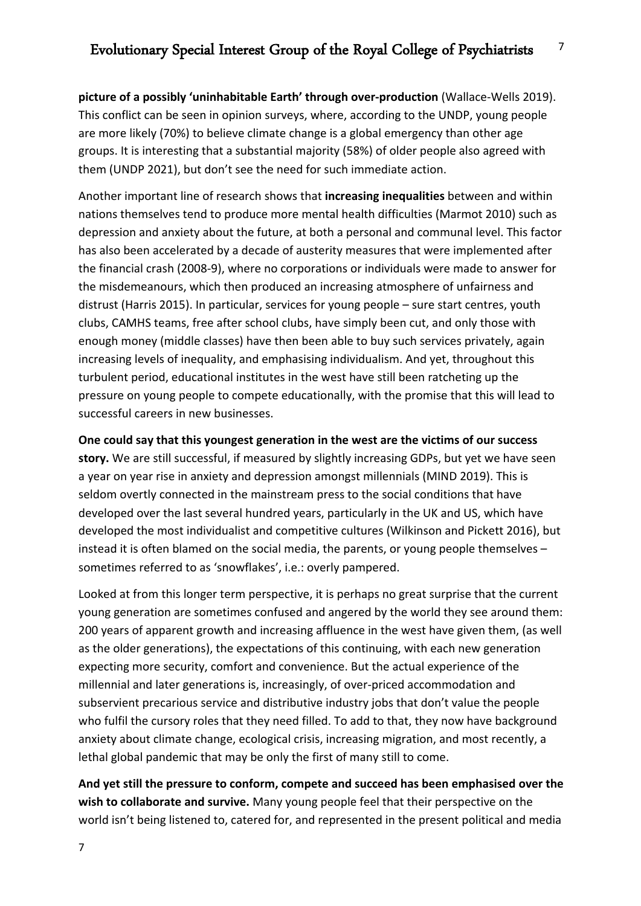**picture of a possibly 'uninhabitable Earth' through over-production** (Wallace-Wells 2019). This conflict can be seen in opinion surveys, where, according to the UNDP, young people are more likely (70%) to believe climate change is a global emergency than other age groups. It is interesting that a substantial majority (58%) of older people also agreed with them (UNDP 2021), but don't see the need for such immediate action.

Another important line of research shows that **increasing inequalities** between and within nations themselves tend to produce more mental health difficulties (Marmot 2010) such as depression and anxiety about the future, at both a personal and communal level. This factor has also been accelerated by a decade of austerity measures that were implemented after the financial crash (2008-9), where no corporations or individuals were made to answer for the misdemeanours, which then produced an increasing atmosphere of unfairness and distrust (Harris 2015). In particular, services for young people – sure start centres, youth clubs, CAMHS teams, free after school clubs, have simply been cut, and only those with enough money (middle classes) have then been able to buy such services privately, again increasing levels of inequality, and emphasising individualism. And yet, throughout this turbulent period, educational institutes in the west have still been ratcheting up the pressure on young people to compete educationally, with the promise that this will lead to successful careers in new businesses.

**One could say that this youngest generation in the west are the victims of our success story.** We are still successful, if measured by slightly increasing GDPs, but yet we have seen a year on year rise in anxiety and depression amongst millennials (MIND 2019). This is seldom overtly connected in the mainstream press to the social conditions that have developed over the last several hundred years, particularly in the UK and US, which have developed the most individualist and competitive cultures (Wilkinson and Pickett 2016), but instead it is often blamed on the social media, the parents, or young people themselves – sometimes referred to as 'snowflakes', i.e.: overly pampered.

Looked at from this longer term perspective, it is perhaps no great surprise that the current young generation are sometimes confused and angered by the world they see around them: 200 years of apparent growth and increasing affluence in the west have given them, (as well as the older generations), the expectations of this continuing, with each new generation expecting more security, comfort and convenience. But the actual experience of the millennial and later generations is, increasingly, of over-priced accommodation and subservient precarious service and distributive industry jobs that don't value the people who fulfil the cursory roles that they need filled. To add to that, they now have background anxiety about climate change, ecological crisis, increasing migration, and most recently, a lethal global pandemic that may be only the first of many still to come.

**And yet still the pressure to conform, compete and succeed has been emphasised over the wish to collaborate and survive.** Many young people feel that their perspective on the world isn't being listened to, catered for, and represented in the present political and media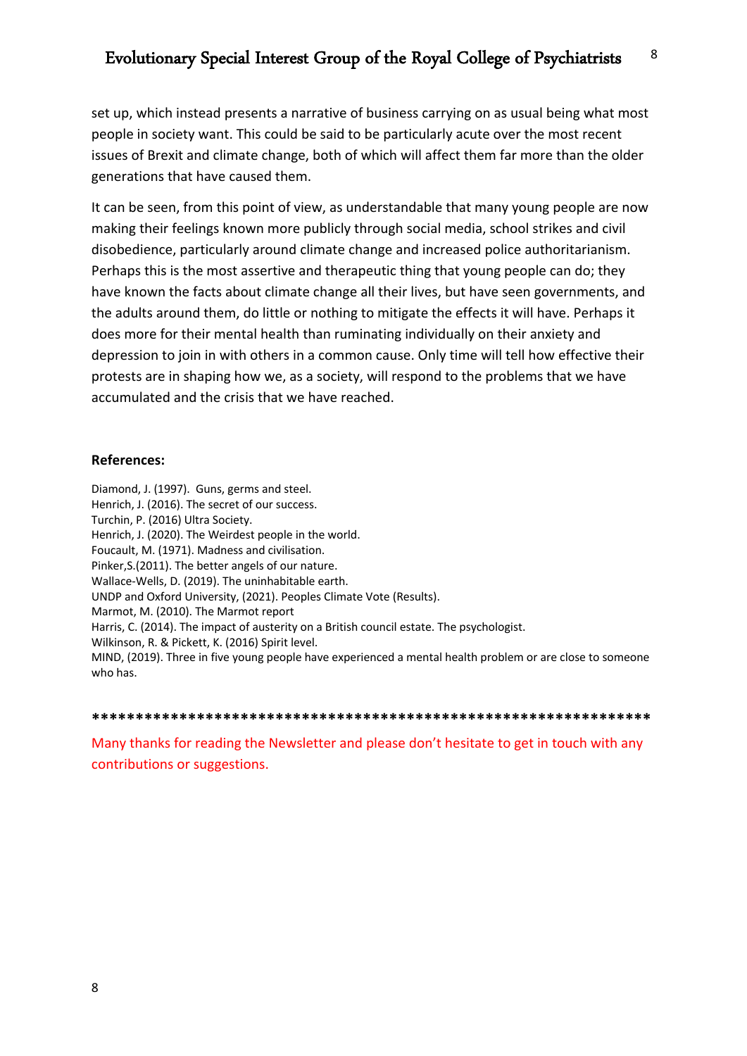set up, which instead presents a narrative of business carrying on as usual being what most people in society want. This could be said to be particularly acute over the most recent issues of Brexit and climate change, both of which will affect them far more than the older generations that have caused them.

It can be seen, from this point of view, as understandable that many young people are now making their feelings known more publicly through social media, school strikes and civil disobedience, particularly around climate change and increased police authoritarianism. Perhaps this is the most assertive and therapeutic thing that young people can do; they have known the facts about climate change all their lives, but have seen governments, and the adults around them, do little or nothing to mitigate the effects it will have. Perhaps it does more for their mental health than ruminating individually on their anxiety and depression to join in with others in a common cause. Only time will tell how effective their protests are in shaping how we, as a society, will respond to the problems that we have accumulated and the crisis that we have reached.

**References:**

Diamond, J. (1997). Guns, germs and steel.
Henrich, J. (2016). The secret of our success.
Turchin, P. (2016) Ultra Society.
Henrich, J. (2020). The Weirdest people in the world.
Foucault, M. (1971). Madness and civilisation.
Pinker,S.(2011). The better angels of our nature.
Wallace-Wells, D. (2019). The uninhabitable earth.
UNDP and Oxford University, (2021). Peoples Climate Vote (Results).
Marmot, M. (2010). The Marmot report
Harris, C. (2014). The impact of austerity on a British council estate. The psychologist.
Wilkinson, R. & Pickett, K. (2016) Spirit level.
MIND, (2019). Three in five young people have experienced a mental health problem or are close to someone who has.

*****************************************************************

Many thanks for reading the Newsletter and please don't hesitate to get in touch with any contributions or suggestions.